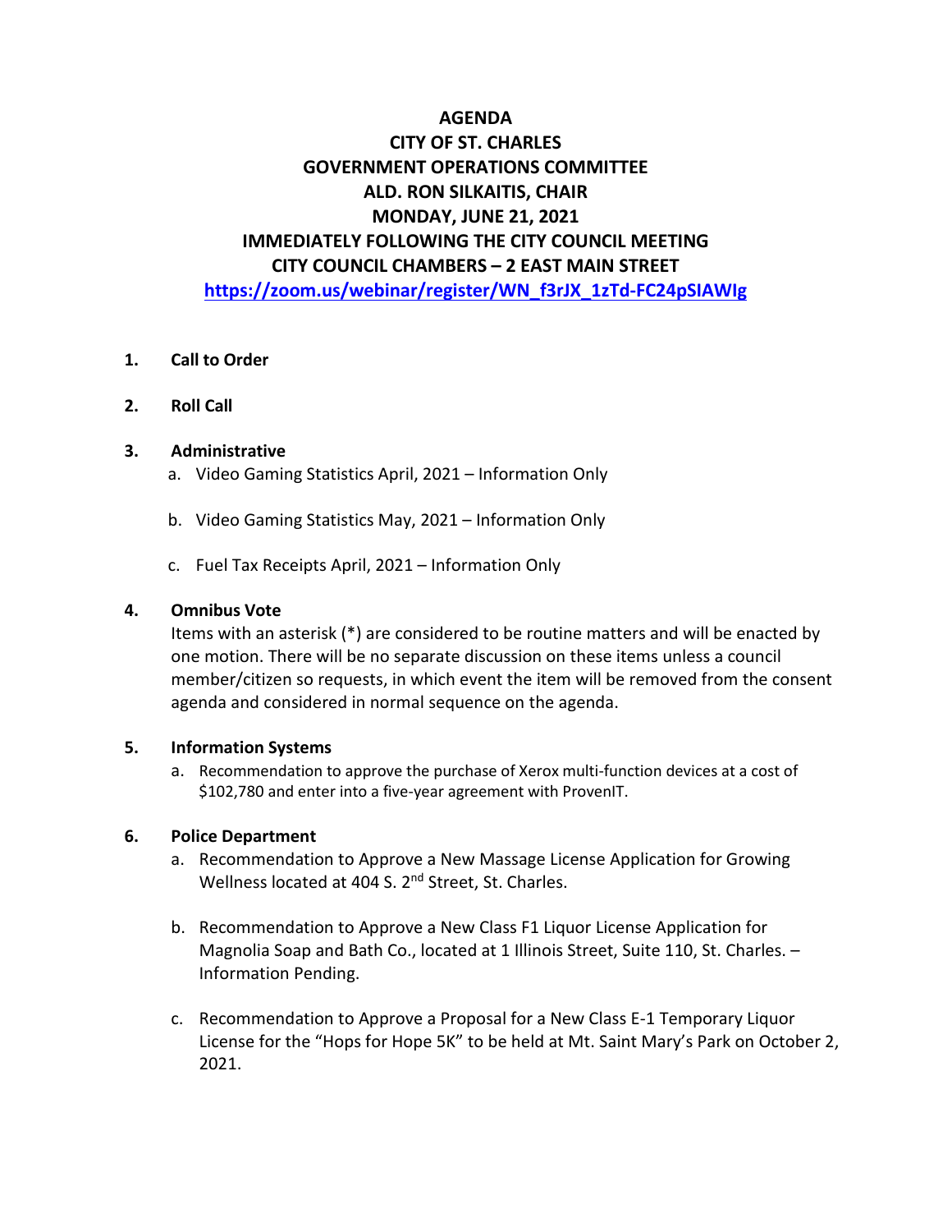# AGENDA
## CITY OF ST. CHARLES
## GOVERNMENT OPERATIONS COMMITTEE
## ALD. RON SILKAITIS, CHAIR
## MONDAY, JUNE 21, 2021
## IMMEDIATELY FOLLOWING THE CITY COUNCIL MEETING
## CITY COUNCIL CHAMBERS – 2 EAST MAIN STREET

**https://zoom.us/webinar/register/WN_f3rJX_1zTd-FC24pSIAWIg**

1. **Call to Order**

2. **Roll Call**

3. **Administrative**
   a. Video Gaming Statistics April, 2021 – Information Only

   b. Video Gaming Statistics May, 2021 – Information Only

   c. Fuel Tax Receipts April, 2021 – Information Only

4. **Omnibus Vote**
   Items with an asterisk (*) are considered to be routine matters and will be enacted by one motion. There will be no separate discussion on these items unless a council member/citizen so requests, in which event the item will be removed from the consent agenda and considered in normal sequence on the agenda.

5. **Information Systems**
   a. Recommendation to approve the purchase of Xerox multi-function devices at a cost of $102,780 and enter into a five-year agreement with ProvenIT.

6. **Police Department**
   a. Recommendation to Approve a New Massage License Application for Growing Wellness located at 404 S. 2nd Street, St. Charles.

   b. Recommendation to Approve a New Class F1 Liquor License Application for Magnolia Soap and Bath Co., located at 1 Illinois Street, Suite 110, St. Charles. – Information Pending.

   c. Recommendation to Approve a Proposal for a New Class E-1 Temporary Liquor License for the "Hops for Hope 5K" to be held at Mt. Saint Mary's Park on October 2, 2021.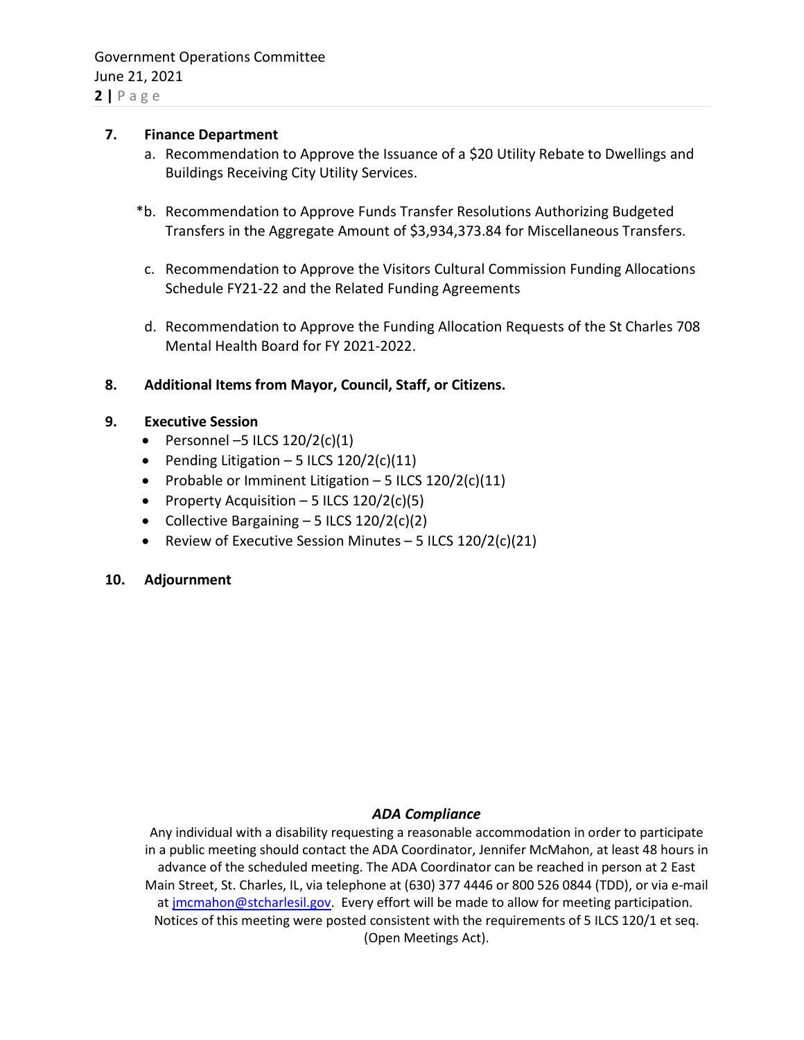**7. Finance Department**

a. Recommendation to Approve the Issuance of a $20 Utility Rebate to Dwellings and Buildings Receiving City Utility Services.

*b. Recommendation to Approve Funds Transfer Resolutions Authorizing Budgeted Transfers in the Aggregate Amount of $3,934,373.84 for Miscellaneous Transfers.

c. Recommendation to Approve the Visitors Cultural Commission Funding Allocations Schedule FY21-22 and the Related Funding Agreements

d. Recommendation to Approve the Funding Allocation Requests of the St Charles 708 Mental Health Board for FY 2021-2022.

**8. Additional Items from Mayor, Council, Staff, or Citizens.**

**9. Executive Session**

- Personnel –5 ILCS 120/2(c)(1)
- Pending Litigation – 5 ILCS 120/2(c)(11)
- Probable or Imminent Litigation – 5 ILCS 120/2(c)(11)
- Property Acquisition – 5 ILCS 120/2(c)(5)
- Collective Bargaining – 5 ILCS 120/2(c)(2)
- Review of Executive Session Minutes – 5 ILCS 120/2(c)(21)

**10. Adjournment**

***ADA Compliance***

Any individual with a disability requesting a reasonable accommodation in order to participate in a public meeting should contact the ADA Coordinator, Jennifer McMahon, at least 48 hours in advance of the scheduled meeting. The ADA Coordinator can be reached in person at 2 East Main Street, St. Charles, IL, via telephone at (630) 377 4446 or 800 526 0844 (TDD), or via e-mail at jmcmahon@stcharlesil.gov. Every effort will be made to allow for meeting participation. Notices of this meeting were posted consistent with the requirements of 5 ILCS 120/1 et seq. (Open Meetings Act).